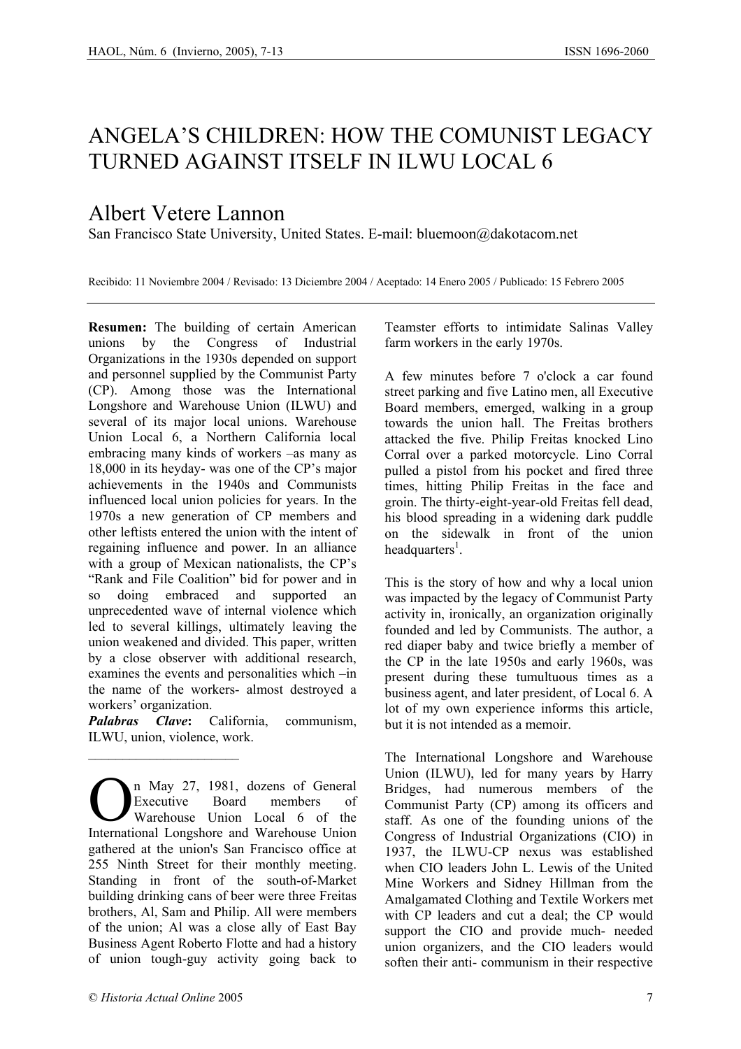# ANGELA'S CHILDREN: HOW THE COMUNIST LEGACY TURNED AGAINST ITSELF IN ILWU LOCAL 6

## Albert Vetere Lannon

San Francisco State University, United States. E-mail: bluemoon@dakotacom.net

Recibido: 11 Noviembre 2004 / Revisado: 13 Diciembre 2004 / Aceptado: 14 Enero 2005 / Publicado: 15 Febrero 2005

---

**Resumen:** The building of certain American unions by the Congress of Industrial Organizations in the 1930s depended on support and personnel supplied by the Communist Party (CP). Among those was the International Longshore and Warehouse Union (ILWU) and several of its major local unions. Warehouse Union Local 6, a Northern California local embracing many kinds of workers –as many as 18,000 in its heyday- was one of the CP's major achievements in the 1940s and Communists influenced local union policies for years. In the 1970s a new generation of CP members and other leftists entered the union with the intent of regaining influence and power. In an alliance with a group of Mexican nationalists, the CP's "Rank and File Coalition" bid for power and in so doing embraced and supported an unprecedented wave of internal violence which led to several killings, ultimately leaving the union weakened and divided. This paper, written by a close observer with additional research, examines the events and personalities which –in the name of the workers- almost destroyed a workers' organization.

***Palabras Clave*:** California, communism, ILWU, union, violence, work.

---

On May 27, 1981, dozens of General Executive Board members of Warehouse Union Local 6 of the International Longshore and Warehouse Union gathered at the union's San Francisco office at 255 Ninth Street for their monthly meeting. Standing in front of the south-of-Market building drinking cans of beer were three Freitas brothers, Al, Sam and Philip. All were members of the union; Al was a close ally of East Bay Business Agent Roberto Flotte and had a history of union tough-guy activity going back to Teamster efforts to intimidate Salinas Valley farm workers in the early 1970s.

A few minutes before 7 o'clock a car found street parking and five Latino men, all Executive Board members, emerged, walking in a group towards the union hall. The Freitas brothers attacked the five. Philip Freitas knocked Lino Corral over a parked motorcycle. Lino Corral pulled a pistol from his pocket and fired three times, hitting Philip Freitas in the face and groin. The thirty-eight-year-old Freitas fell dead, his blood spreading in a widening dark puddle on the sidewalk in front of the union headquarters[1].

This is the story of how and why a local union was impacted by the legacy of Communist Party activity in, ironically, an organization originally founded and led by Communists. The author, a red diaper baby and twice briefly a member of the CP in the late 1950s and early 1960s, was present during these tumultuous times as a business agent, and later president, of Local 6. A lot of my own experience informs this article, but it is not intended as a memoir.

The International Longshore and Warehouse Union (ILWU), led for many years by Harry Bridges, had numerous members of the Communist Party (CP) among its officers and staff. As one of the founding unions of the Congress of Industrial Organizations (CIO) in 1937, the ILWU-CP nexus was established when CIO leaders John L. Lewis of the United Mine Workers and Sidney Hillman from the Amalgamated Clothing and Textile Workers met with CP leaders and cut a deal; the CP would support the CIO and provide much- needed union organizers, and the CIO leaders would soften their anti- communism in their respective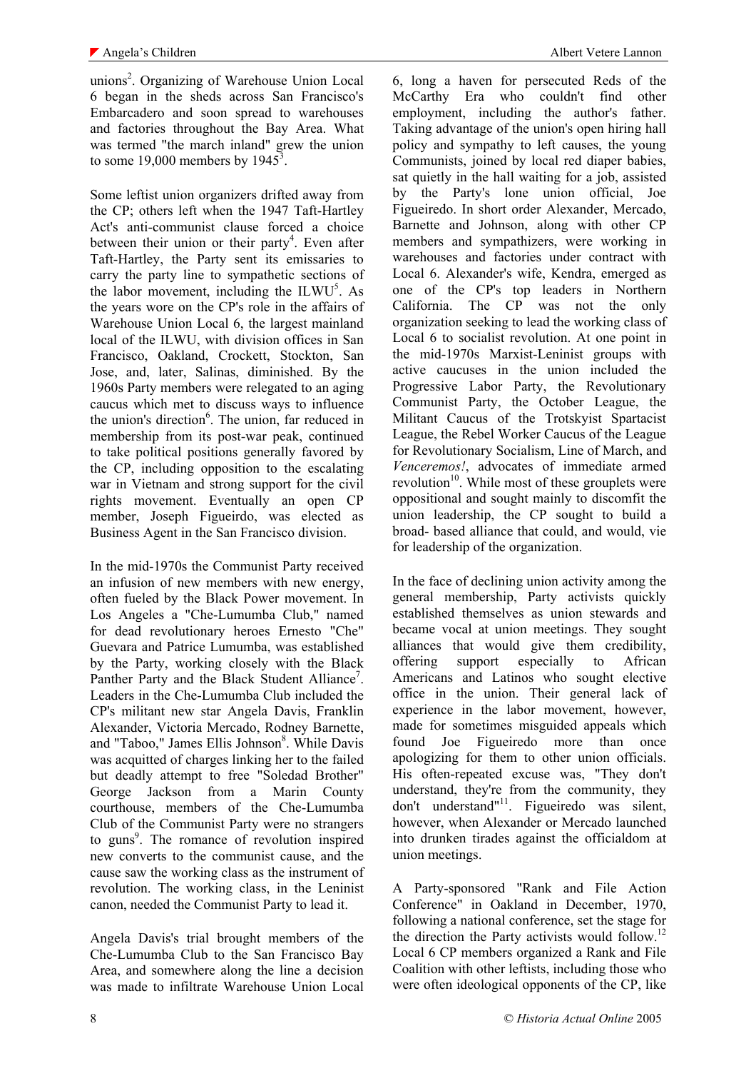unions[2]. Organizing of Warehouse Union Local 6 began in the sheds across San Francisco's Embarcadero and soon spread to warehouses and factories throughout the Bay Area. What was termed "the march inland" grew the union to some 19,000 members by 1945[3].

Some leftist union organizers drifted away from the CP; others left when the 1947 Taft-Hartley Act's anti-communist clause forced a choice between their union or their party[4]. Even after Taft-Hartley, the Party sent its emissaries to carry the party line to sympathetic sections of the labor movement, including the ILWU[5]. As the years wore on the CP's role in the affairs of Warehouse Union Local 6, the largest mainland local of the ILWU, with division offices in San Francisco, Oakland, Crockett, Stockton, San Jose, and, later, Salinas, diminished. By the 1960s Party members were relegated to an aging caucus which met to discuss ways to influence the union's direction[6]. The union, far reduced in membership from its post-war peak, continued to take political positions generally favored by the CP, including opposition to the escalating war in Vietnam and strong support for the civil rights movement. Eventually an open CP member, Joseph Figueirdo, was elected as Business Agent in the San Francisco division.

In the mid-1970s the Communist Party received an infusion of new members with new energy, often fueled by the Black Power movement. In Los Angeles a "Che-Lumumba Club," named for dead revolutionary heroes Ernesto "Che" Guevara and Patrice Lumumba, was established by the Party, working closely with the Black Panther Party and the Black Student Alliance[7]. Leaders in the Che-Lumumba Club included the CP's militant new star Angela Davis, Franklin Alexander, Victoria Mercado, Rodney Barnette, and "Taboo," James Ellis Johnson[8]. While Davis was acquitted of charges linking her to the failed but deadly attempt to free "Soledad Brother" George Jackson from a Marin County courthouse, members of the Che-Lumumba Club of the Communist Party were no strangers to guns[9]. The romance of revolution inspired new converts to the communist cause, and the cause saw the working class as the instrument of revolution. The working class, in the Leninist canon, needed the Communist Party to lead it.

Angela Davis's trial brought members of the Che-Lumumba Club to the San Francisco Bay Area, and somewhere along the line a decision was made to infiltrate Warehouse Union Local 6, long a haven for persecuted Reds of the McCarthy Era who couldn't find other employment, including the author's father. Taking advantage of the union's open hiring hall policy and sympathy to left causes, the young Communists, joined by local red diaper babies, sat quietly in the hall waiting for a job, assisted by the Party's lone union official, Joe Figueiredo. In short order Alexander, Mercado, Barnette and Johnson, along with other CP members and sympathizers, were working in warehouses and factories under contract with Local 6. Alexander's wife, Kendra, emerged as one of the CP's top leaders in Northern California. The CP was not the only organization seeking to lead the working class of Local 6 to socialist revolution. At one point in the mid-1970s Marxist-Leninist groups with active caucuses in the union included the Progressive Labor Party, the Revolutionary Communist Party, the October League, the Militant Caucus of the Trotskyist Spartacist League, the Rebel Worker Caucus of the League for Revolutionary Socialism, Line of March, and *Venceremos!*, advocates of immediate armed revolution[10]. While most of these grouplets were oppositional and sought mainly to discomfit the union leadership, the CP sought to build a broad- based alliance that could, and would, vie for leadership of the organization.

In the face of declining union activity among the general membership, Party activists quickly established themselves as union stewards and became vocal at union meetings. They sought alliances that would give them credibility, offering support especially to African Americans and Latinos who sought elective office in the union. Their general lack of experience in the labor movement, however, made for sometimes misguided appeals which found Joe Figueiredo more than once apologizing for them to other union officials. His often-repeated excuse was, "They don't understand, they're from the community, they don't understand"[11]. Figueiredo was silent, however, when Alexander or Mercado launched into drunken tirades against the officialdom at union meetings.

A Party-sponsored "Rank and File Action Conference" in Oakland in December, 1970, following a national conference, set the stage for the direction the Party activists would follow.[12] Local 6 CP members organized a Rank and File Coalition with other leftists, including those who were often ideological opponents of the CP, like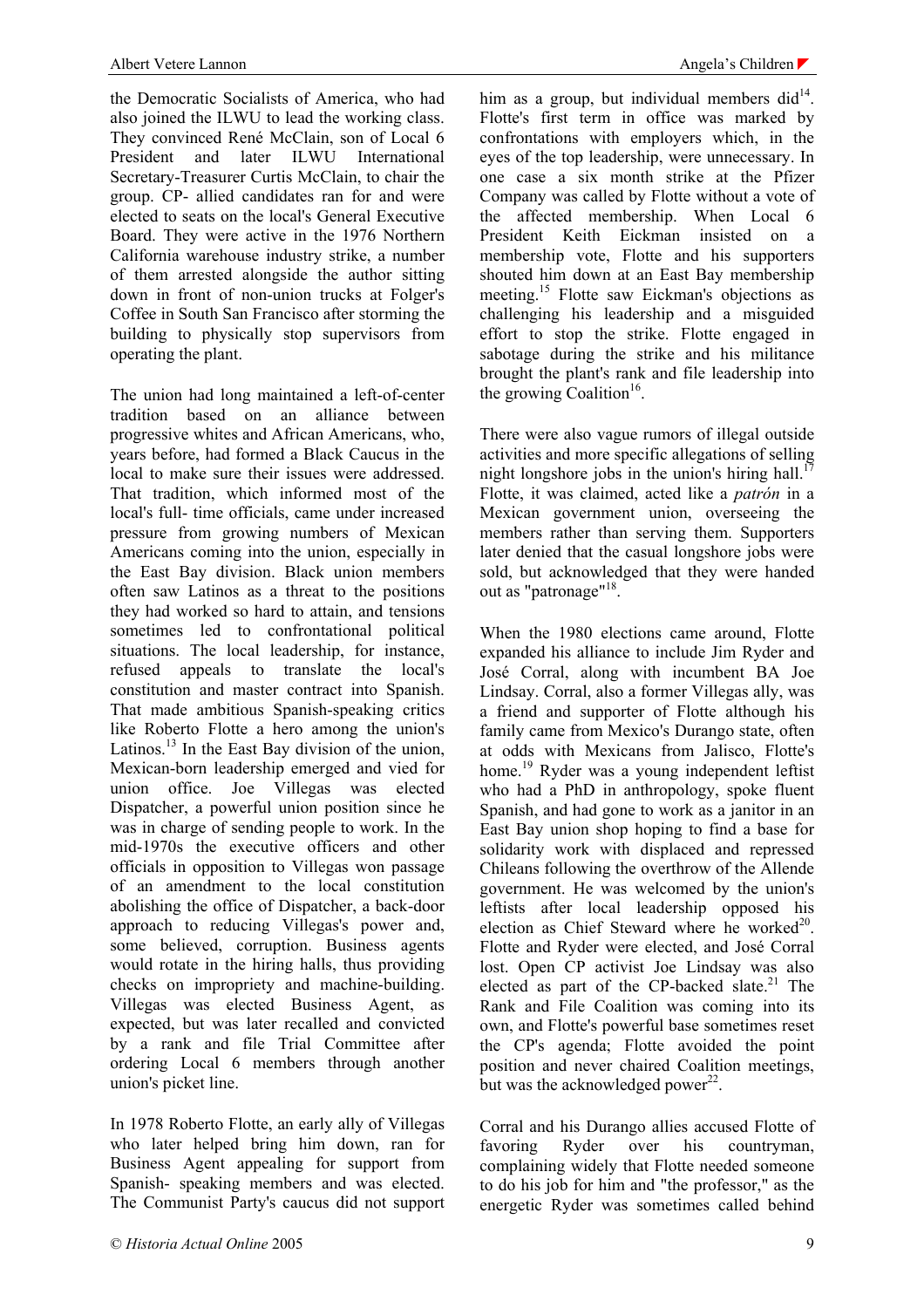the Democratic Socialists of America, who had also joined the ILWU to lead the working class. They convinced René McClain, son of Local 6 President and later ILWU International Secretary-Treasurer Curtis McClain, to chair the group. CP- allied candidates ran for and were elected to seats on the local's General Executive Board. They were active in the 1976 Northern California warehouse industry strike, a number of them arrested alongside the author sitting down in front of non-union trucks at Folger's Coffee in South San Francisco after storming the building to physically stop supervisors from operating the plant.

The union had long maintained a left-of-center tradition based on an alliance between progressive whites and African Americans, who, years before, had formed a Black Caucus in the local to make sure their issues were addressed. That tradition, which informed most of the local's full- time officials, came under increased pressure from growing numbers of Mexican Americans coming into the union, especially in the East Bay division. Black union members often saw Latinos as a threat to the positions they had worked so hard to attain, and tensions sometimes led to confrontational political situations. The local leadership, for instance, refused appeals to translate the local's constitution and master contract into Spanish. That made ambitious Spanish-speaking critics like Roberto Flotte a hero among the union's Latinos.[13] In the East Bay division of the union, Mexican-born leadership emerged and vied for union office. Joe Villegas was elected Dispatcher, a powerful union position since he was in charge of sending people to work. In the mid-1970s the executive officers and other officials in opposition to Villegas won passage of an amendment to the local constitution abolishing the office of Dispatcher, a back-door approach to reducing Villegas's power and, some believed, corruption. Business agents would rotate in the hiring halls, thus providing checks on impropriety and machine-building. Villegas was elected Business Agent, as expected, but was later recalled and convicted by a rank and file Trial Committee after ordering Local 6 members through another union's picket line.

In 1978 Roberto Flotte, an early ally of Villegas who later helped bring him down, ran for Business Agent appealing for support from Spanish- speaking members and was elected. The Communist Party's caucus did not support him as a group, but individual members did[14]. Flotte's first term in office was marked by confrontations with employers which, in the eyes of the top leadership, were unnecessary. In one case a six month strike at the Pfizer Company was called by Flotte without a vote of the affected membership. When Local 6 President Keith Eickman insisted on a membership vote, Flotte and his supporters shouted him down at an East Bay membership meeting.[15] Flotte saw Eickman's objections as challenging his leadership and a misguided effort to stop the strike. Flotte engaged in sabotage during the strike and his militance brought the plant's rank and file leadership into the growing Coalition[16].

There were also vague rumors of illegal outside activities and more specific allegations of selling night longshore jobs in the union's hiring hall.[17] Flotte, it was claimed, acted like a *patrón* in a Mexican government union, overseeing the members rather than serving them. Supporters later denied that the casual longshore jobs were sold, but acknowledged that they were handed out as "patronage"[18].

When the 1980 elections came around, Flotte expanded his alliance to include Jim Ryder and José Corral, along with incumbent BA Joe Lindsay. Corral, also a former Villegas ally, was a friend and supporter of Flotte although his family came from Mexico's Durango state, often at odds with Mexicans from Jalisco, Flotte's home.[19] Ryder was a young independent leftist who had a PhD in anthropology, spoke fluent Spanish, and had gone to work as a janitor in an East Bay union shop hoping to find a base for solidarity work with displaced and repressed Chileans following the overthrow of the Allende government. He was welcomed by the union's leftists after local leadership opposed his election as Chief Steward where he worked[20]. Flotte and Ryder were elected, and José Corral lost. Open CP activist Joe Lindsay was also elected as part of the CP-backed slate.[21] The Rank and File Coalition was coming into its own, and Flotte's powerful base sometimes reset the CP's agenda; Flotte avoided the point position and never chaired Coalition meetings, but was the acknowledged power[22].

Corral and his Durango allies accused Flotte of favoring Ryder over his countryman, complaining widely that Flotte needed someone to do his job for him and "the professor," as the energetic Ryder was sometimes called behind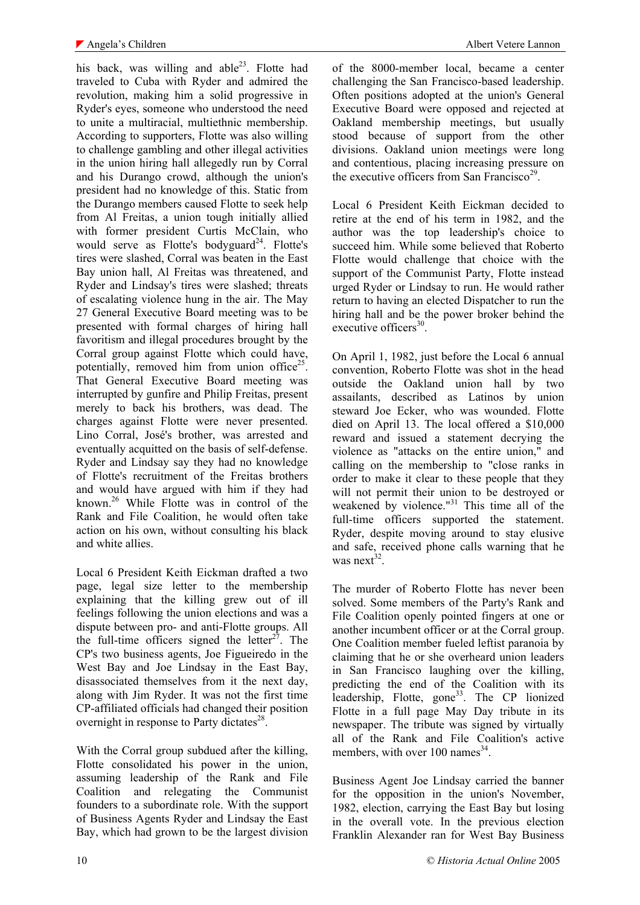his back, was willing and able[23]. Flotte had traveled to Cuba with Ryder and admired the revolution, making him a solid progressive in Ryder's eyes, someone who understood the need to unite a multiracial, multiethnic membership. According to supporters, Flotte was also willing to challenge gambling and other illegal activities in the union hiring hall allegedly run by Corral and his Durango crowd, although the union's president had no knowledge of this. Static from the Durango members caused Flotte to seek help from Al Freitas, a union tough initially allied with former president Curtis McClain, who would serve as Flotte's bodyguard[24]. Flotte's tires were slashed, Corral was beaten in the East Bay union hall, Al Freitas was threatened, and Ryder and Lindsay's tires were slashed; threats of escalating violence hung in the air. The May 27 General Executive Board meeting was to be presented with formal charges of hiring hall favoritism and illegal procedures brought by the Corral group against Flotte which could have, potentially, removed him from union office[25]. That General Executive Board meeting was interrupted by gunfire and Philip Freitas, present merely to back his brothers, was dead. The charges against Flotte were never presented. Lino Corral, José's brother, was arrested and eventually acquitted on the basis of self-defense. Ryder and Lindsay say they had no knowledge of Flotte's recruitment of the Freitas brothers and would have argued with him if they had known.[26] While Flotte was in control of the Rank and File Coalition, he would often take action on his own, without consulting his black and white allies.

Local 6 President Keith Eickman drafted a two page, legal size letter to the membership explaining that the killing grew out of ill feelings following the union elections and was a dispute between pro- and anti-Flotte groups. All the full-time officers signed the letter[27]. The CP's two business agents, Joe Figueiredo in the West Bay and Joe Lindsay in the East Bay, disassociated themselves from it the next day, along with Jim Ryder. It was not the first time CP-affiliated officials had changed their position overnight in response to Party dictates[28].

With the Corral group subdued after the killing, Flotte consolidated his power in the union, assuming leadership of the Rank and File Coalition and relegating the Communist founders to a subordinate role. With the support of Business Agents Ryder and Lindsay the East Bay, which had grown to be the largest division of the 8000-member local, became a center challenging the San Francisco-based leadership. Often positions adopted at the union's General Executive Board were opposed and rejected at Oakland membership meetings, but usually stood because of support from the other divisions. Oakland union meetings were long and contentious, placing increasing pressure on the executive officers from San Francisco[29].

Local 6 President Keith Eickman decided to retire at the end of his term in 1982, and the author was the top leadership's choice to succeed him. While some believed that Roberto Flotte would challenge that choice with the support of the Communist Party, Flotte instead urged Ryder or Lindsay to run. He would rather return to having an elected Dispatcher to run the hiring hall and be the power broker behind the executive officers[30].

On April 1, 1982, just before the Local 6 annual convention, Roberto Flotte was shot in the head outside the Oakland union hall by two assailants, described as Latinos by union steward Joe Ecker, who was wounded. Flotte died on April 13. The local offered a $10,000 reward and issued a statement decrying the violence as "attacks on the entire union," and calling on the membership to "close ranks in order to make it clear to these people that they will not permit their union to be destroyed or weakened by violence."[31] This time all of the full-time officers supported the statement. Ryder, despite moving around to stay elusive and safe, received phone calls warning that he was next[32].

The murder of Roberto Flotte has never been solved. Some members of the Party's Rank and File Coalition openly pointed fingers at one or another incumbent officer or at the Corral group. One Coalition member fueled leftist paranoia by claiming that he or she overheard union leaders in San Francisco laughing over the killing, predicting the end of the Coalition with its leadership, Flotte, gone[33]. The CP lionized Flotte in a full page May Day tribute in its newspaper. The tribute was signed by virtually all of the Rank and File Coalition's active members, with over 100 names[34].

Business Agent Joe Lindsay carried the banner for the opposition in the union's November, 1982, election, carrying the East Bay but losing in the overall vote. In the previous election Franklin Alexander ran for West Bay Business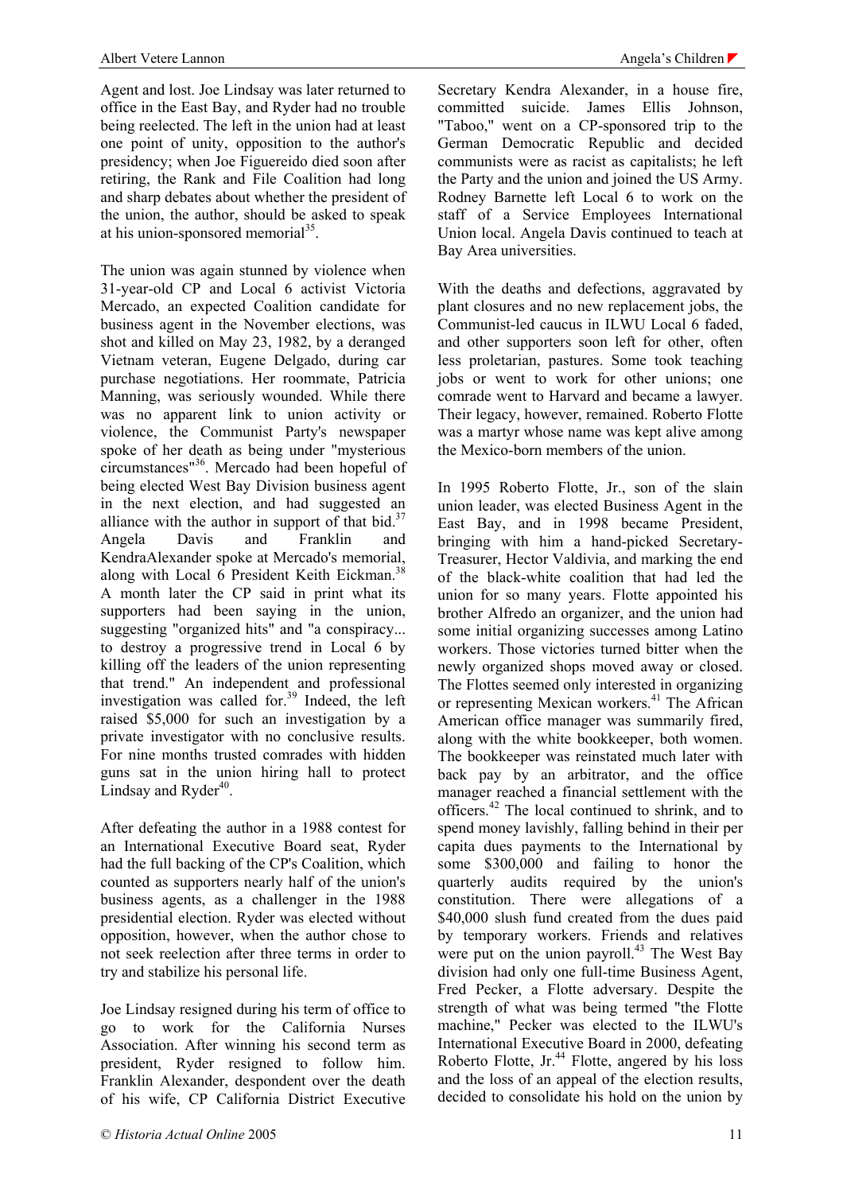Agent and lost. Joe Lindsay was later returned to office in the East Bay, and Ryder had no trouble being reelected. The left in the union had at least one point of unity, opposition to the author's presidency; when Joe Figuereido died soon after retiring, the Rank and File Coalition had long and sharp debates about whether the president of the union, the author, should be asked to speak at his union-sponsored memorial[35].

The union was again stunned by violence when 31-year-old CP and Local 6 activist Victoria Mercado, an expected Coalition candidate for business agent in the November elections, was shot and killed on May 23, 1982, by a deranged Vietnam veteran, Eugene Delgado, during car purchase negotiations. Her roommate, Patricia Manning, was seriously wounded. While there was no apparent link to union activity or violence, the Communist Party's newspaper spoke of her death as being under "mysterious circumstances"[36]. Mercado had been hopeful of being elected West Bay Division business agent in the next election, and had suggested an alliance with the author in support of that bid.[37] Angela Davis and Franklin and KendraAlexander spoke at Mercado's memorial, along with Local 6 President Keith Eickman.[38] A month later the CP said in print what its supporters had been saying in the union, suggesting "organized hits" and "a conspiracy... to destroy a progressive trend in Local 6 by killing off the leaders of the union representing that trend." An independent and professional investigation was called for.[39] Indeed, the left raised $5,000 for such an investigation by a private investigator with no conclusive results. For nine months trusted comrades with hidden guns sat in the union hiring hall to protect Lindsay and Ryder[40].

After defeating the author in a 1988 contest for an International Executive Board seat, Ryder had the full backing of the CP's Coalition, which counted as supporters nearly half of the union's business agents, as a challenger in the 1988 presidential election. Ryder was elected without opposition, however, when the author chose to not seek reelection after three terms in order to try and stabilize his personal life.

Joe Lindsay resigned during his term of office to go to work for the California Nurses Association. After winning his second term as president, Ryder resigned to follow him. Franklin Alexander, despondent over the death of his wife, CP California District Executive Secretary Kendra Alexander, in a house fire, committed suicide. James Ellis Johnson, "Taboo," went on a CP-sponsored trip to the German Democratic Republic and decided communists were as racist as capitalists; he left the Party and the union and joined the US Army. Rodney Barnette left Local 6 to work on the staff of a Service Employees International Union local. Angela Davis continued to teach at Bay Area universities.

With the deaths and defections, aggravated by plant closures and no new replacement jobs, the Communist-led caucus in ILWU Local 6 faded, and other supporters soon left for other, often less proletarian, pastures. Some took teaching jobs or went to work for other unions; one comrade went to Harvard and became a lawyer. Their legacy, however, remained. Roberto Flotte was a martyr whose name was kept alive among the Mexico-born members of the union.

In 1995 Roberto Flotte, Jr., son of the slain union leader, was elected Business Agent in the East Bay, and in 1998 became President, bringing with him a hand-picked Secretary-Treasurer, Hector Valdivia, and marking the end of the black-white coalition that had led the union for so many years. Flotte appointed his brother Alfredo an organizer, and the union had some initial organizing successes among Latino workers. Those victories turned bitter when the newly organized shops moved away or closed. The Flottes seemed only interested in organizing or representing Mexican workers.[41] The African American office manager was summarily fired, along with the white bookkeeper, both women. The bookkeeper was reinstated much later with back pay by an arbitrator, and the office manager reached a financial settlement with the officers.[42] The local continued to shrink, and to spend money lavishly, falling behind in their per capita dues payments to the International by some $300,000 and failing to honor the quarterly audits required by the union's constitution. There were allegations of a $40,000 slush fund created from the dues paid by temporary workers. Friends and relatives were put on the union payroll.[43] The West Bay division had only one full-time Business Agent, Fred Pecker, a Flotte adversary. Despite the strength of what was being termed "the Flotte machine," Pecker was elected to the ILWU's International Executive Board in 2000, defeating Roberto Flotte, Jr.[44] Flotte, angered by his loss and the loss of an appeal of the election results, decided to consolidate his hold on the union by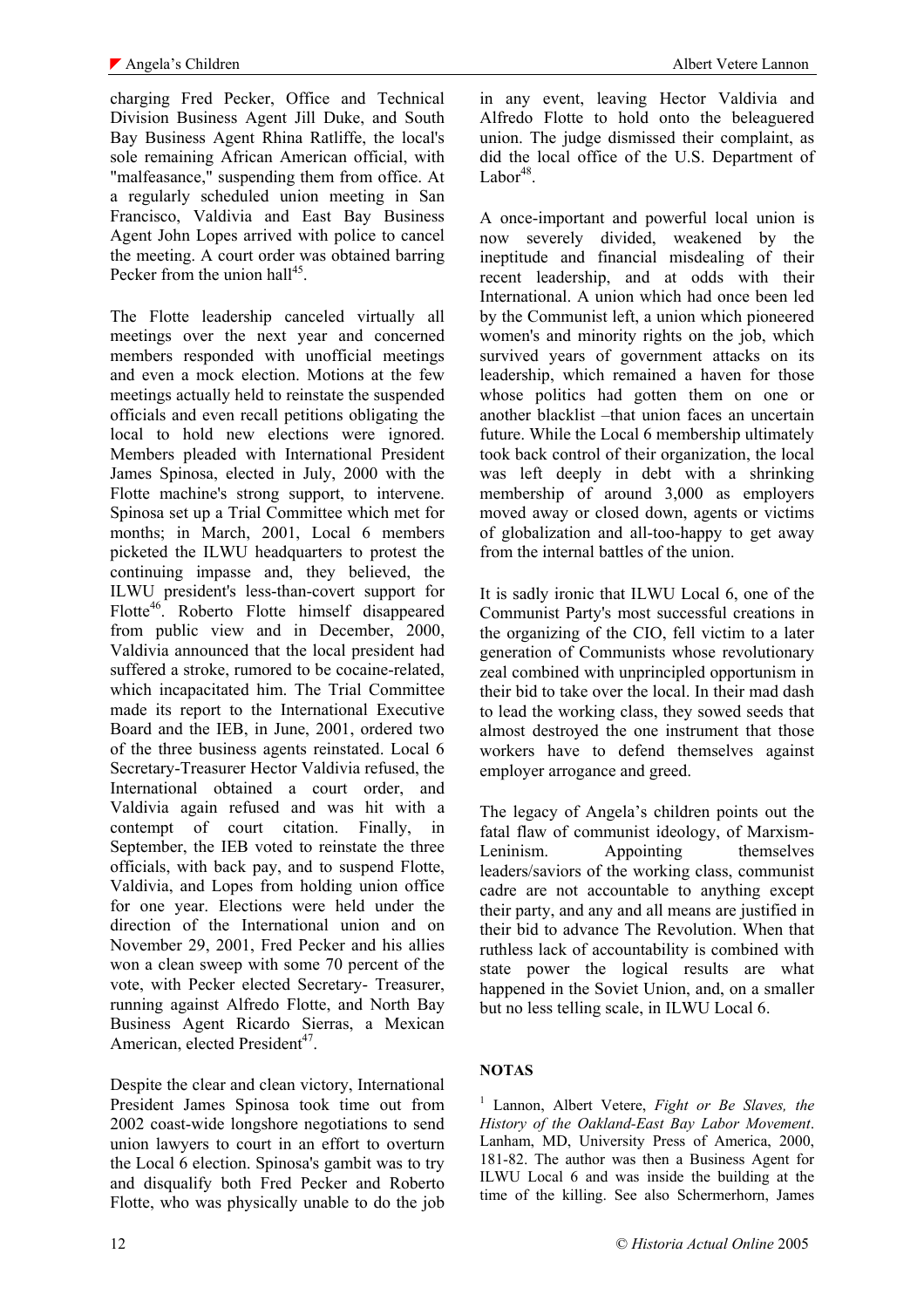charging Fred Pecker, Office and Technical Division Business Agent Jill Duke, and South Bay Business Agent Rhina Ratliffe, the local's sole remaining African American official, with "malfeasance," suspending them from office. At a regularly scheduled union meeting in San Francisco, Valdivia and East Bay Business Agent John Lopes arrived with police to cancel the meeting. A court order was obtained barring Pecker from the union hall[45].

The Flotte leadership canceled virtually all meetings over the next year and concerned members responded with unofficial meetings and even a mock election. Motions at the few meetings actually held to reinstate the suspended officials and even recall petitions obligating the local to hold new elections were ignored. Members pleaded with International President James Spinosa, elected in July, 2000 with the Flotte machine's strong support, to intervene. Spinosa set up a Trial Committee which met for months; in March, 2001, Local 6 members picketed the ILWU headquarters to protest the continuing impasse and, they believed, the ILWU president's less-than-covert support for Flotte[46]. Roberto Flotte himself disappeared from public view and in December, 2000, Valdivia announced that the local president had suffered a stroke, rumored to be cocaine-related, which incapacitated him. The Trial Committee made its report to the International Executive Board and the IEB, in June, 2001, ordered two of the three business agents reinstated. Local 6 Secretary-Treasurer Hector Valdivia refused, the International obtained a court order, and Valdivia again refused and was hit with a contempt of court citation. Finally, in September, the IEB voted to reinstate the three officials, with back pay, and to suspend Flotte, Valdivia, and Lopes from holding union office for one year. Elections were held under the direction of the International union and on November 29, 2001, Fred Pecker and his allies won a clean sweep with some 70 percent of the vote, with Pecker elected Secretary- Treasurer, running against Alfredo Flotte, and North Bay Business Agent Ricardo Sierras, a Mexican American, elected President[47].

Despite the clear and clean victory, International President James Spinosa took time out from 2002 coast-wide longshore negotiations to send union lawyers to court in an effort to overturn the Local 6 election. Spinosa's gambit was to try and disqualify both Fred Pecker and Roberto Flotte, who was physically unable to do the job in any event, leaving Hector Valdivia and Alfredo Flotte to hold onto the beleaguered union. The judge dismissed their complaint, as did the local office of the U.S. Department of Labor[48].

A once-important and powerful local union is now severely divided, weakened by the ineptitude and financial misdealing of their recent leadership, and at odds with their International. A union which had once been led by the Communist left, a union which pioneered women's and minority rights on the job, which survived years of government attacks on its leadership, which remained a haven for those whose politics had gotten them on one or another blacklist –that union faces an uncertain future. While the Local 6 membership ultimately took back control of their organization, the local was left deeply in debt with a shrinking membership of around 3,000 as employers moved away or closed down, agents or victims of globalization and all-too-happy to get away from the internal battles of the union.

It is sadly ironic that ILWU Local 6, one of the Communist Party's most successful creations in the organizing of the CIO, fell victim to a later generation of Communists whose revolutionary zeal combined with unprincipled opportunism in their bid to take over the local. In their mad dash to lead the working class, they sowed seeds that almost destroyed the one instrument that those workers have to defend themselves against employer arrogance and greed.

The legacy of Angela's children points out the fatal flaw of communist ideology, of Marxism-Leninism. Appointing themselves leaders/saviors of the working class, communist cadre are not accountable to anything except their party, and any and all means are justified in their bid to advance The Revolution. When that ruthless lack of accountability is combined with state power the logical results are what happened in the Soviet Union, and, on a smaller but no less telling scale, in ILWU Local 6.

## NOTAS

[1] Lannon, Albert Vetere, *Fight or Be Slaves, the History of the Oakland-East Bay Labor Movement*. Lanham, MD, University Press of America, 2000, 181-82. The author was then a Business Agent for ILWU Local 6 and was inside the building at the time of the killing. See also Schermerhorn, James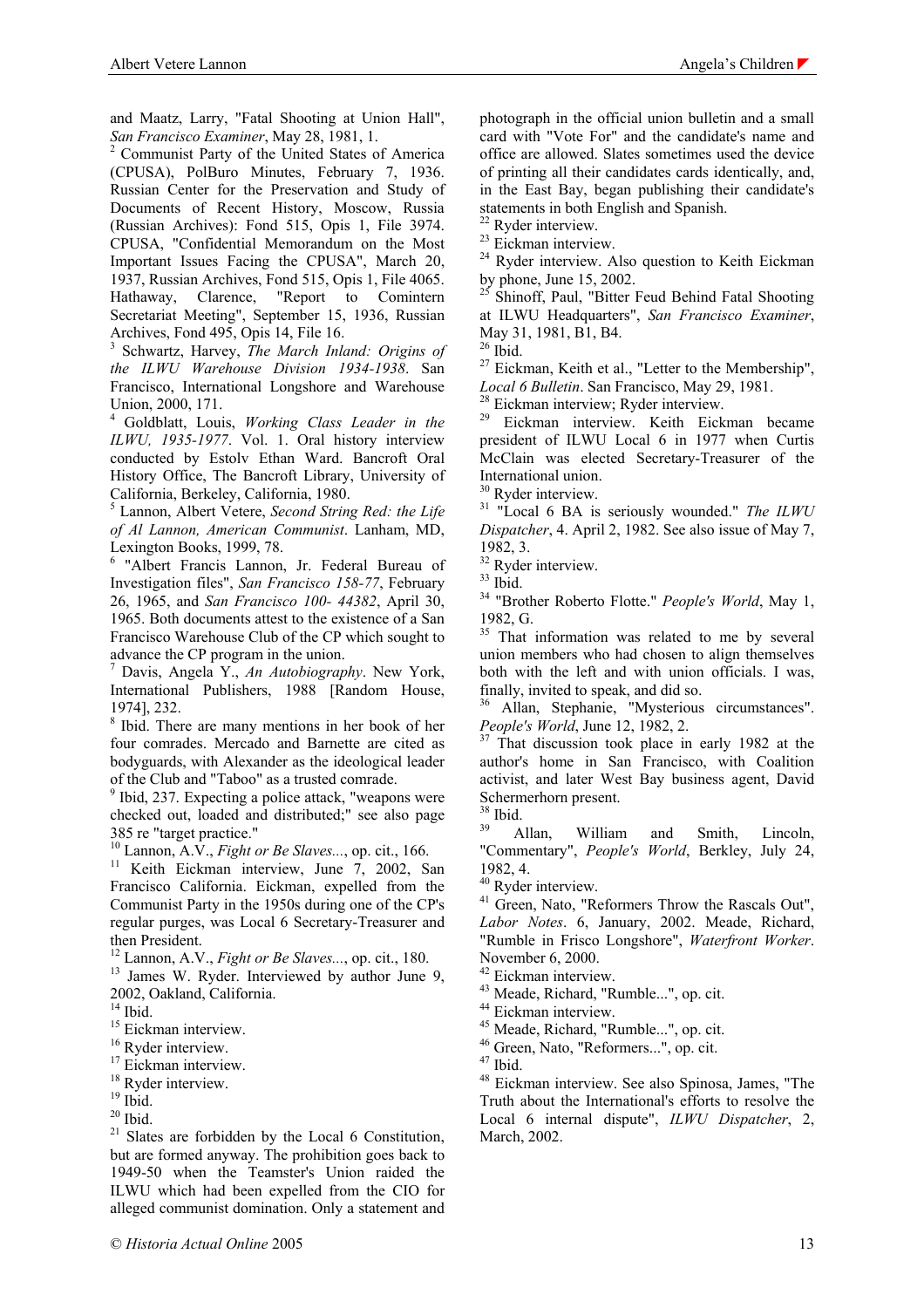and Maatz, Larry, "Fatal Shooting at Union Hall", *San Francisco Examiner*, May 28, 1981, 1.

[2] Communist Party of the United States of America (CPUSA), PolBuro Minutes, February 7, 1936. Russian Center for the Preservation and Study of Documents of Recent History, Moscow, Russia (Russian Archives): Fond 515, Opis 1, File 3974. CPUSA, "Confidential Memorandum on the Most Important Issues Facing the CPUSA", March 20, 1937, Russian Archives, Fond 515, Opis 1, File 4065. Hathaway, Clarence, "Report to Comintern Secretariat Meeting", September 15, 1936, Russian Archives, Fond 495, Opis 14, File 16.

[3] Schwartz, Harvey, *The March Inland: Origins of the ILWU Warehouse Division 1934-1938*. San Francisco, International Longshore and Warehouse Union, 2000, 171.

[4] Goldblatt, Louis, *Working Class Leader in the ILWU, 1935-1977*. Vol. 1. Oral history interview conducted by Estolv Ethan Ward. Bancroft Oral History Office, The Bancroft Library, University of California, Berkeley, California, 1980.

[5] Lannon, Albert Vetere, *Second String Red: the Life of Al Lannon, American Communist*. Lanham, MD, Lexington Books, 1999, 78.

[6] "Albert Francis Lannon, Jr. Federal Bureau of Investigation files", *San Francisco 158-77*, February 26, 1965, and *San Francisco 100- 44382*, April 30, 1965. Both documents attest to the existence of a San Francisco Warehouse Club of the CP which sought to advance the CP program in the union.

[7] Davis, Angela Y., *An Autobiography*. New York, International Publishers, 1988 [Random House, 1974], 232.

[8] Ibid. There are many mentions in her book of her four comrades. Mercado and Barnette are cited as bodyguards, with Alexander as the ideological leader of the Club and "Taboo" as a trusted comrade.

[9] Ibid, 237. Expecting a police attack, "weapons were checked out, loaded and distributed;" see also page 385 re "target practice."

[10] Lannon, A.V., *Fight or Be Slaves...*, op. cit., 166.

[11] Keith Eickman interview, June 7, 2002, San Francisco California. Eickman, expelled from the Communist Party in the 1950s during one of the CP's regular purges, was Local 6 Secretary-Treasurer and then President.

[12] Lannon, A.V., *Fight or Be Slaves...*, op. cit., 180.

[13] James W. Ryder. Interviewed by author June 9, 2002, Oakland, California.

[14] Ibid.

[15] Eickman interview.

[16] Ryder interview.

[17] Eickman interview.

[18] Ryder interview.

[19] Ibid.

[20] Ibid.

[21] Slates are forbidden by the Local 6 Constitution, but are formed anyway. The prohibition goes back to 1949-50 when the Teamster's Union raided the ILWU which had been expelled from the CIO for alleged communist domination. Only a statement and photograph in the official union bulletin and a small card with "Vote For" and the candidate's name and office are allowed. Slates sometimes used the device of printing all their candidates cards identically, and, in the East Bay, began publishing their candidate's statements in both English and Spanish.

[22] Ryder interview.

[23] Eickman interview.

[24] Ryder interview. Also question to Keith Eickman by phone, June 15, 2002.

[25] Shinoff, Paul, "Bitter Feud Behind Fatal Shooting at ILWU Headquarters", *San Francisco Examiner*, May 31, 1981, B1, B4.

[26] Ibid.

[27] Eickman, Keith et al., "Letter to the Membership", *Local 6 Bulletin*. San Francisco, May 29, 1981.

[28] Eickman interview; Ryder interview.

[29] Eickman interview. Keith Eickman became president of ILWU Local 6 in 1977 when Curtis McClain was elected Secretary-Treasurer of the International union.

[30] Ryder interview.

[31] "Local 6 BA is seriously wounded." *The ILWU Dispatcher*, 4. April 2, 1982. See also issue of May 7, 1982, 3.

[32] Ryder interview.

[33] Ibid.

[34] "Brother Roberto Flotte." *People's World*, May 1, 1982, G.

[35] That information was related to me by several union members who had chosen to align themselves both with the left and with union officials. I was, finally, invited to speak, and did so.

[36] Allan, Stephanie, "Mysterious circumstances". *People's World*, June 12, 1982, 2.

[37] That discussion took place in early 1982 at the author's home in San Francisco, with Coalition activist, and later West Bay business agent, David Schermerhorn present.

[38] Ibid.

[39] Allan, William and Smith, Lincoln, "Commentary", *People's World*, Berkley, July 24, 1982, 4.

[40] Ryder interview.

[41] Green, Nato, "Reformers Throw the Rascals Out", *Labor Notes*. 6, January, 2002. Meade, Richard, "Rumble in Frisco Longshore", *Waterfront Worker*. November 6, 2000.

[42] Eickman interview.

[43] Meade, Richard, "Rumble...", op. cit.

[44] Eickman interview.

[45] Meade, Richard, "Rumble...", op. cit.

[46] Green, Nato, "Reformers...", op. cit.

[47] Ibid.

[48] Eickman interview. See also Spinosa, James, "The Truth about the International's efforts to resolve the Local 6 internal dispute", *ILWU Dispatcher*, 2, March, 2002.